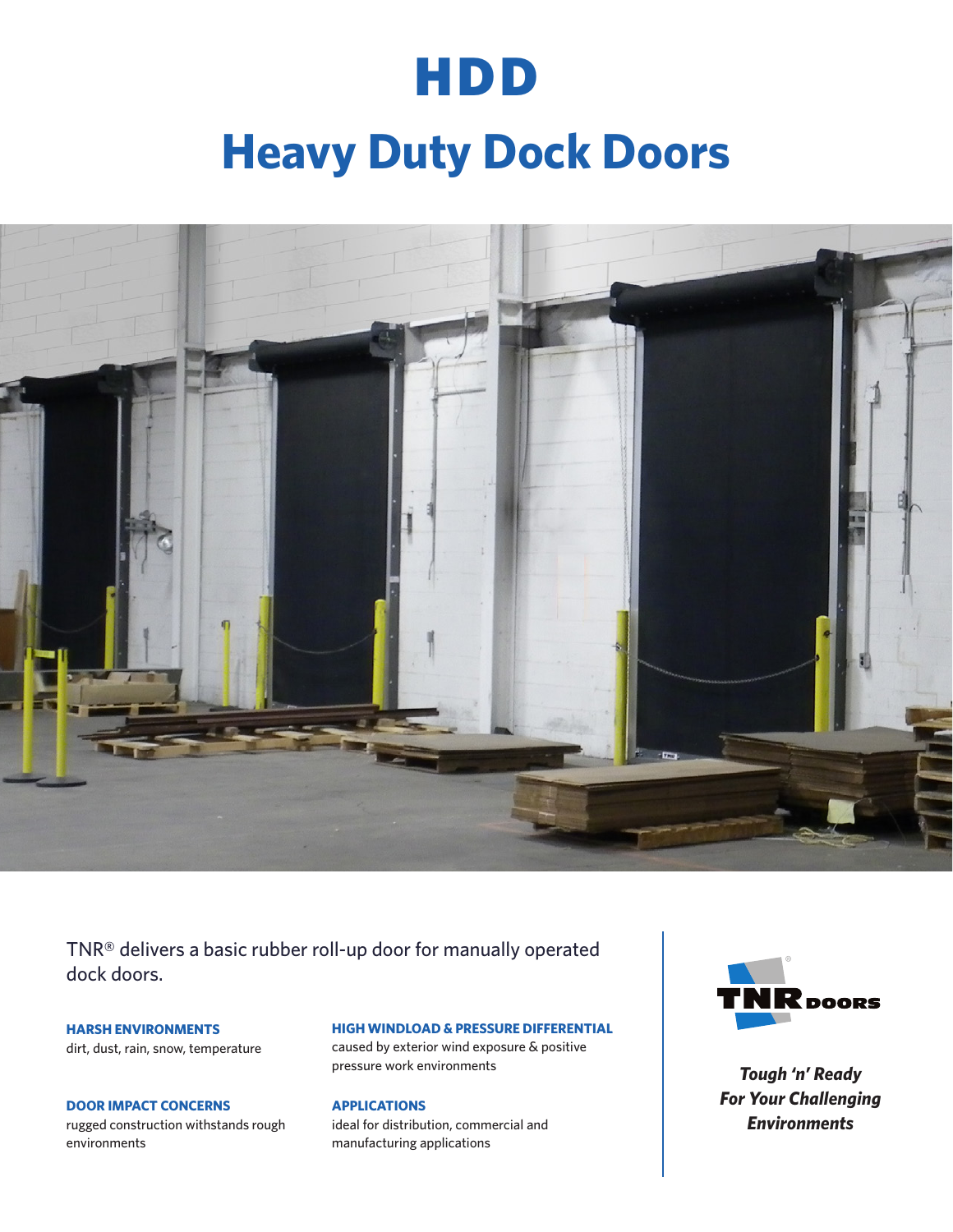# HDD

# Heavy Duty Dock Doors

TNR® delivers a basic rubber roll-up door for manually operated dock doors.

**HARSH ENVIRONMENTS**
dirt, dust, rain, snow, temperature

**DOOR IMPACT CONCERNS**
rugged construction withstands rough environments

**HIGH WINDLOAD & PRESSURE DIFFERENTIAL**
caused by exterior wind exposure & positive pressure work environments

**APPLICATIONS**
ideal for distribution, commercial and manufacturing applications

TNR DOORS

***Tough 'n' Ready For Your Challenging Environments***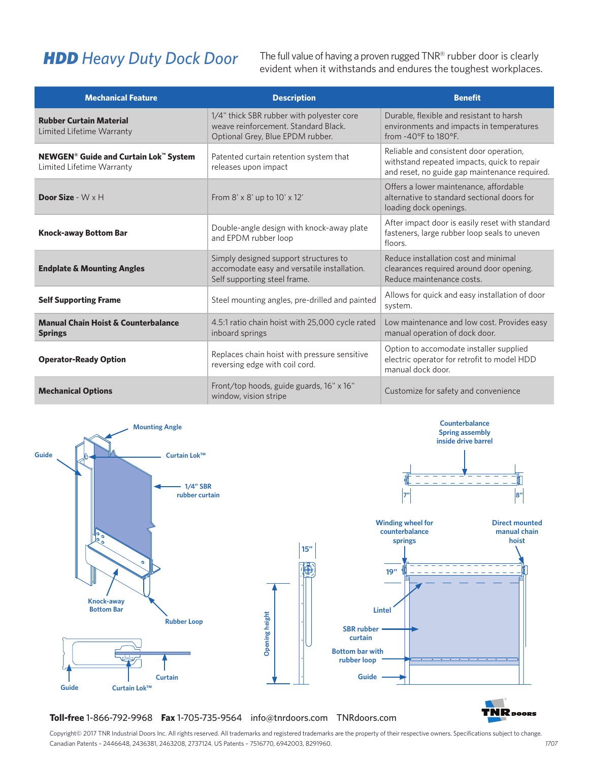## *HDD Heavy Duty Dock Door*

The full value of having a proven rugged TNR® rubber door is clearly evident when it withstands and endures the toughest workplaces.

| Mechanical Feature | Description | Benefit |
|---|---|---|
| **Rubber Curtain Material** Limited Lifetime Warranty | 1/4" thick SBR rubber with polyester core weave reinforcement. Standard Black. Optional Grey, Blue EPDM rubber. | Durable, flexible and resistant to harsh environments and impacts in temperatures from -40°F to 180°F. |
| **NEWGEN® Guide and Curtain Lok™ System** Limited Lifetime Warranty | Patented curtain retention system that releases upon impact | Reliable and consistent door operation, withstand repeated impacts, quick to repair and reset, no guide gap maintenance required. |
| **Door Size** - W x H | From 8' x 8' up to 10' x 12' | Offers a lower maintenance, affordable alternative to standard sectional doors for loading dock openings. |
| **Knock-away Bottom Bar** | Double-angle design with knock-away plate and EPDM rubber loop | After impact door is easily reset with standard fasteners, large rubber loop seals to uneven floors. |
| **Endplate & Mounting Angles** | Simply designed support structures to accomodate easy and versatile installation. Self supporting steel frame. | Reduce installation cost and minimal clearances required around door opening. Reduce maintenance costs. |
| **Self Supporting Frame** | Steel mounting angles, pre-drilled and painted | Allows for quick and easy installation of door system. |
| **Manual Chain Hoist & Counterbalance Springs** | 4.5:1 ratio chain hoist with 25,000 cycle rated inboard springs | Low maintenance and low cost. Provides easy manual operation of dock door. |
| **Operator-Ready Option** | Replaces chain hoist with pressure sensitive reversing edge with coil cord. | Option to accomodate installer supplied electric operator for retrofit to model HDD manual dock door. |
| **Mechanical Options** | Front/top hoods, guide guards, 16" x 16" window, vision stripe | Customize for safety and convenience |

Mounting Angle
Guide
Curtain Lok™
1/4" SBR rubber curtain
Knock-away Bottom Bar
Rubber Loop
Guide
Curtain Lok™
Curtain

Counterbalance Spring assembly inside drive barrel
7"
8"
Winding wheel for counterbalance springs
Direct mounted manual chain hoist
15"
19"
Opening height
Lintel
SBR rubber curtain
Bottom bar with rubber loop
Guide

**Toll-free** 1-866-792-9968 **Fax** 1-705-735-9564 info@tnrdoors.com TNRdoors.com

TNR DOORS

Copyright© 2017 TNR Industrial Doors Inc. All rights reserved. All trademarks and registered trademarks are the property of their respective owners. Specifications subject to change.
Canadian Patents – 2446648, 2436381, 2463208, 2737124. US Patents – 7516770, 6942003, 8291960.

1707